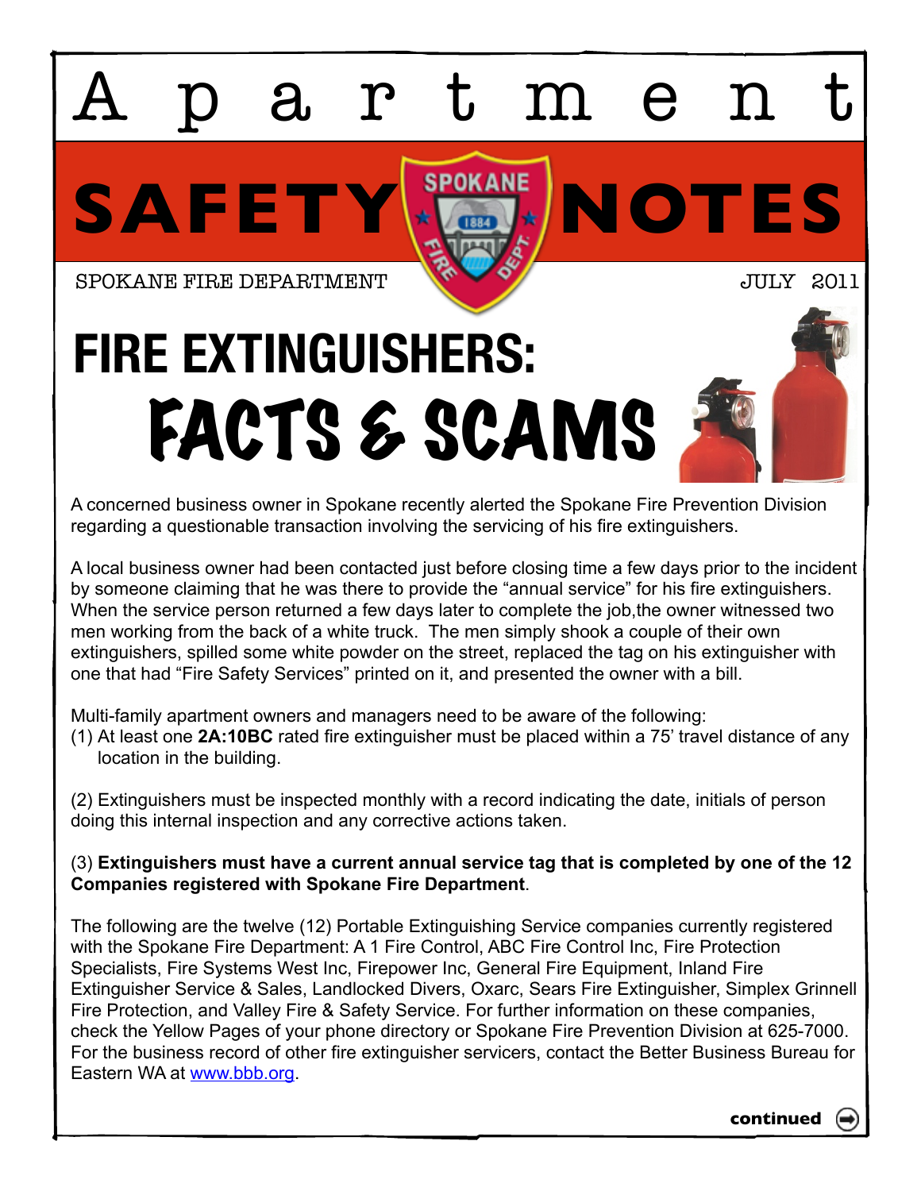# Apartment SAFETY NOTES

SPOKANE FIRE DEPARTMENT

JULY 2011

## FIRE EXTINGUISHERS: FACTS & SCAMS

A concerned business owner in Spokane recently alerted the Spokane Fire Prevention Division regarding a questionable transaction involving the servicing of his fire extinguishers.

A local business owner had been contacted just before closing time a few days prior to the incident by someone claiming that he was there to provide the "annual service" for his fire extinguishers. When the service person returned a few days later to complete the job,the owner witnessed two men working from the back of a white truck. The men simply shook a couple of their own extinguishers, spilled some white powder on the street, replaced the tag on his extinguisher with one that had "Fire Safety Services" printed on it, and presented the owner with a bill.

Multi-family apartment owners and managers need to be aware of the following:

(1) At least one **2A:10BC** rated fire extinguisher must be placed within a 75' travel distance of any location in the building.

(2) Extinguishers must be inspected monthly with a record indicating the date, initials of person doing this internal inspection and any corrective actions taken.

(3) **Extinguishers must have a current annual service tag that is completed by one of the 12 Companies registered with Spokane Fire Department**.

The following are the twelve (12) Portable Extinguishing Service companies currently registered with the Spokane Fire Department: A 1 Fire Control, ABC Fire Control Inc, Fire Protection Specialists, Fire Systems West Inc, Firepower Inc, General Fire Equipment, Inland Fire Extinguisher Service & Sales, Landlocked Divers, Oxarc, Sears Fire Extinguisher, Simplex Grinnell Fire Protection, and Valley Fire & Safety Service. For further information on these companies, check the Yellow Pages of your phone directory or Spokane Fire Prevention Division at 625-7000. For the business record of other fire extinguisher servicers, contact the Better Business Bureau for Eastern WA at www.bbb.org.

**continued**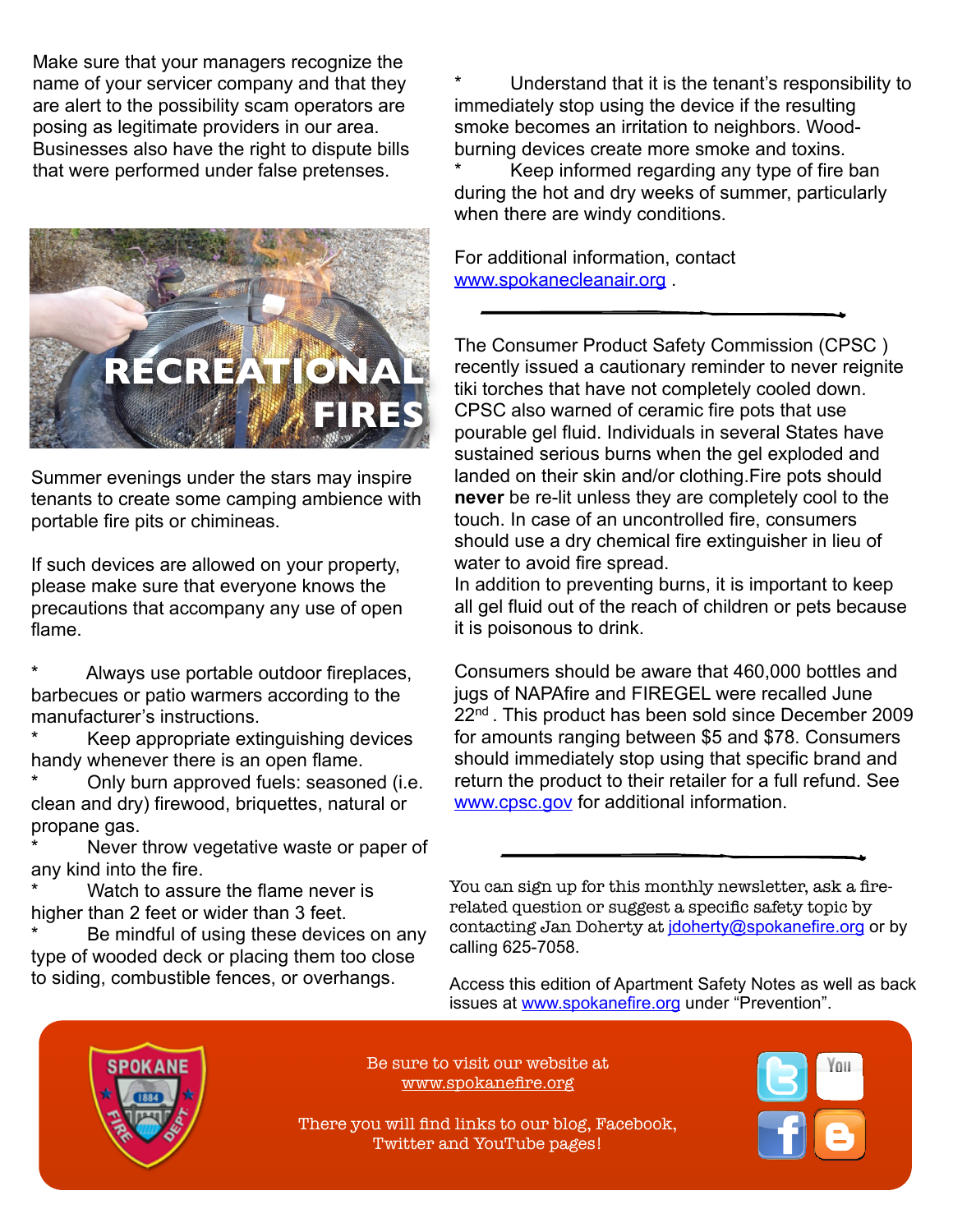Make sure that your managers recognize the name of your servicer company and that they are alert to the possibility scam operators are posing as legitimate providers in our area. Businesses also have the right to dispute bills that were performed under false pretenses.

## RECREATIONAL FIRES

Summer evenings under the stars may inspire tenants to create some camping ambience with portable fire pits or chimineas.

If such devices are allowed on your property, please make sure that everyone knows the precautions that accompany any use of open flame.

* Always use portable outdoor fireplaces, barbecues or patio warmers according to the manufacturer's instructions.
* Keep appropriate extinguishing devices handy whenever there is an open flame.
* Only burn approved fuels: seasoned (i.e. clean and dry) firewood, briquettes, natural or propane gas.
* Never throw vegetative waste or paper of any kind into the fire.
* Watch to assure the flame never is higher than 2 feet or wider than 3 feet.
* Be mindful of using these devices on any type of wooded deck or placing them too close to siding, combustible fences, or overhangs.
* Understand that it is the tenant's responsibility to immediately stop using the device if the resulting smoke becomes an irritation to neighbors. Wood-burning devices create more smoke and toxins.
* Keep informed regarding any type of fire ban during the hot and dry weeks of summer, particularly when there are windy conditions.

For additional information, contact www.spokanecleanair.org .

---

The Consumer Product Safety Commission (CPSC ) recently issued a cautionary reminder to never reignite tiki torches that have not completely cooled down. CPSC also warned of ceramic fire pots that use pourable gel fluid. Individuals in several States have sustained serious burns when the gel exploded and landed on their skin and/or clothing.Fire pots should **never** be re-lit unless they are completely cool to the touch. In case of an uncontrolled fire, consumers should use a dry chemical fire extinguisher in lieu of water to avoid fire spread.
In addition to preventing burns, it is important to keep all gel fluid out of the reach of children or pets because it is poisonous to drink.

Consumers should be aware that 460,000 bottles and jugs of NAPAfire and FIREGEL were recalled June 22nd . This product has been sold since December 2009 for amounts ranging between $5 and $78. Consumers should immediately stop using that specific brand and return the product to their retailer for a full refund. See www.cpsc.gov for additional information.

---

You can sign up for this monthly newsletter, ask a fire-related question or suggest a specific safety topic by contacting Jan Doherty at jdoherty@spokanefire.org or by calling 625-7058.

Access this edition of Apartment Safety Notes as well as back issues at www.spokanefire.org under "Prevention".

SPOKANE FIRE DEPT. 1884

Be sure to visit our website at www.spokanefire.org

There you will find links to our blog, Facebook, Twitter and YouTube pages!